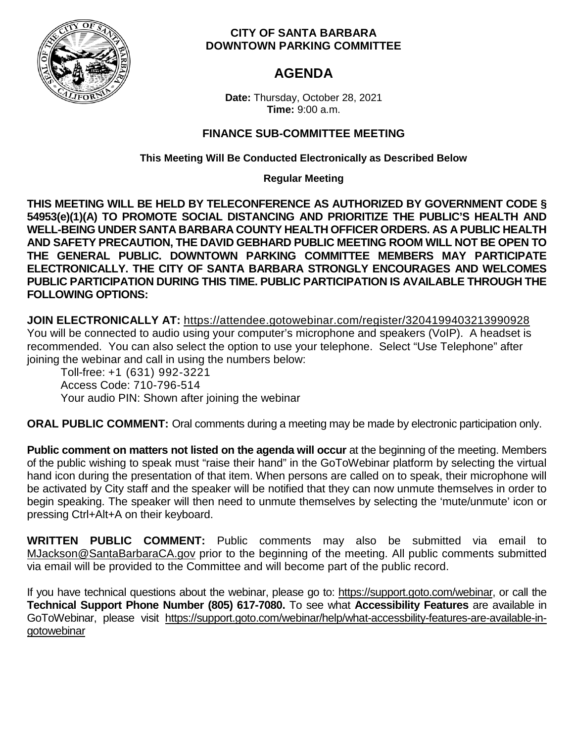**CITY OF SANTA BARBARA**
**DOWNTOWN PARKING COMMITTEE**

# AGENDA

**Date:** Thursday, October 28, 2021
**Time:** 9:00 a.m.

## FINANCE SUB-COMMITTEE MEETING

**This Meeting Will Be Conducted Electronically as Described Below**

**Regular Meeting**

**THIS MEETING WILL BE HELD BY TELECONFERENCE AS AUTHORIZED BY GOVERNMENT CODE § 54953(e)(1)(A) TO PROMOTE SOCIAL DISTANCING AND PRIORITIZE THE PUBLIC'S HEALTH AND WELL-BEING UNDER SANTA BARBARA COUNTY HEALTH OFFICER ORDERS. AS A PUBLIC HEALTH AND SAFETY PRECAUTION, THE DAVID GEBHARD PUBLIC MEETING ROOM WILL NOT BE OPEN TO THE GENERAL PUBLIC. DOWNTOWN PARKING COMMITTEE MEMBERS MAY PARTICIPATE ELECTRONICALLY. THE CITY OF SANTA BARBARA STRONGLY ENCOURAGES AND WELCOMES PUBLIC PARTICIPATION DURING THIS TIME. PUBLIC PARTICIPATION IS AVAILABLE THROUGH THE FOLLOWING OPTIONS:**

**JOIN ELECTRONICALLY AT:** https://attendee.gotowebinar.com/register/3204199403213990928
You will be connected to audio using your computer's microphone and speakers (VoIP). A headset is recommended. You can also select the option to use your telephone. Select "Use Telephone" after joining the webinar and call in using the numbers below:

Toll-free: +1 (631) 992-3221
Access Code: 710-796-514
Your audio PIN: Shown after joining the webinar

**ORAL PUBLIC COMMENT:** Oral comments during a meeting may be made by electronic participation only.

**Public comment on matters not listed on the agenda will occur** at the beginning of the meeting. Members of the public wishing to speak must "raise their hand" in the GoToWebinar platform by selecting the virtual hand icon during the presentation of that item. When persons are called on to speak, their microphone will be activated by City staff and the speaker will be notified that they can now unmute themselves in order to begin speaking. The speaker will then need to unmute themselves by selecting the 'mute/unmute' icon or pressing Ctrl+Alt+A on their keyboard.

**WRITTEN PUBLIC COMMENT:** Public comments may also be submitted via email to MJackson@SantaBarbaraCA.gov prior to the beginning of the meeting. All public comments submitted via email will be provided to the Committee and will become part of the public record.

If you have technical questions about the webinar, please go to: https://support.goto.com/webinar, or call the **Technical Support Phone Number (805) 617-7080.** To see what **Accessibility Features** are available in GoToWebinar, please visit https://support.goto.com/webinar/help/what-accessbility-features-are-available-in-gotowebinar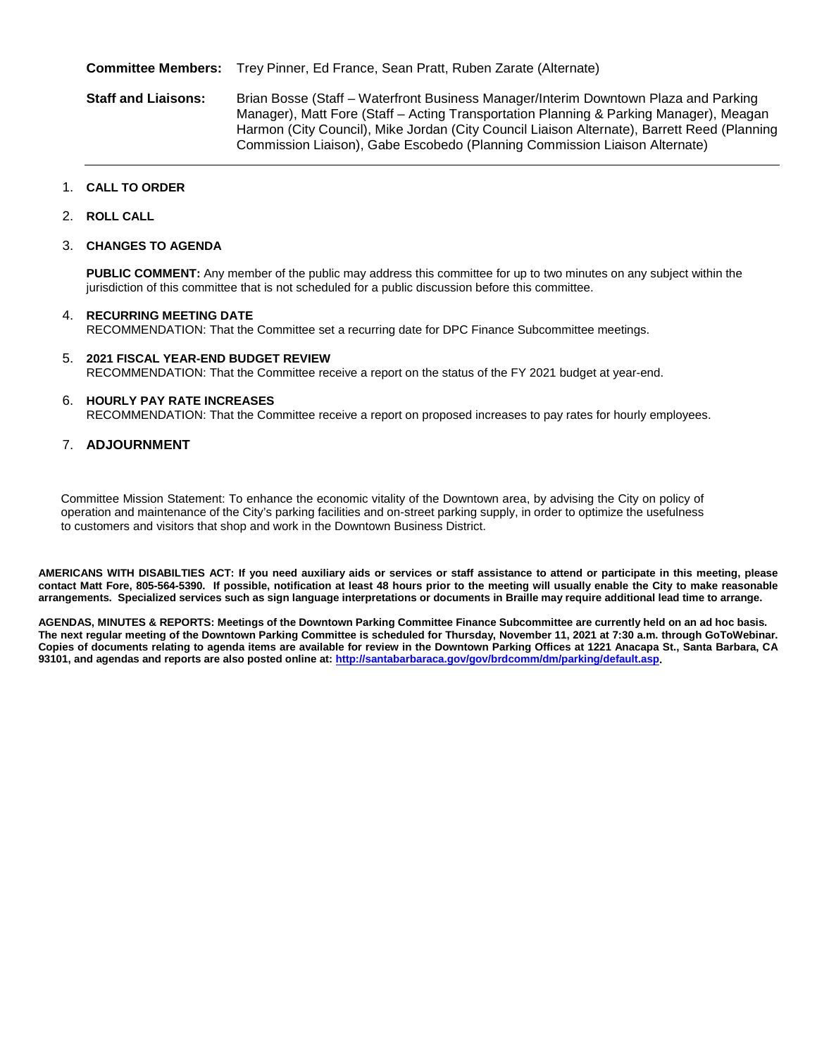**Committee Members:** Trey Pinner, Ed France, Sean Pratt, Ruben Zarate (Alternate)

**Staff and Liaisons:** Brian Bosse (Staff – Waterfront Business Manager/Interim Downtown Plaza and Parking Manager), Matt Fore (Staff – Acting Transportation Planning & Parking Manager), Meagan Harmon (City Council), Mike Jordan (City Council Liaison Alternate), Barrett Reed (Planning Commission Liaison), Gabe Escobedo (Planning Commission Liaison Alternate)

---

1. **CALL TO ORDER**

2. **ROLL CALL**

3. **CHANGES TO AGENDA**

   **PUBLIC COMMENT:** Any member of the public may address this committee for up to two minutes on any subject within the jurisdiction of this committee that is not scheduled for a public discussion before this committee.

4. **RECURRING MEETING DATE**
   RECOMMENDATION: That the Committee set a recurring date for DPC Finance Subcommittee meetings.

5. **2021 FISCAL YEAR-END BUDGET REVIEW**
   RECOMMENDATION: That the Committee receive a report on the status of the FY 2021 budget at year-end.

6. **HOURLY PAY RATE INCREASES**
   RECOMMENDATION: That the Committee receive a report on proposed increases to pay rates for hourly employees.

7. **ADJOURNMENT**

Committee Mission Statement: To enhance the economic vitality of the Downtown area, by advising the City on policy of operation and maintenance of the City's parking facilities and on-street parking supply, in order to optimize the usefulness to customers and visitors that shop and work in the Downtown Business District.

**AMERICANS WITH DISABILTIES ACT: If you need auxiliary aids or services or staff assistance to attend or participate in this meeting, please contact Matt Fore, 805-564-5390. If possible, notification at least 48 hours prior to the meeting will usually enable the City to make reasonable arrangements. Specialized services such as sign language interpretations or documents in Braille may require additional lead time to arrange.**

**AGENDAS, MINUTES & REPORTS: Meetings of the Downtown Parking Committee Finance Subcommittee are currently held on an ad hoc basis. The next regular meeting of the Downtown Parking Committee is scheduled for Thursday, November 11, 2021 at 7:30 a.m. through GoToWebinar. Copies of documents relating to agenda items are available for review in the Downtown Parking Offices at 1221 Anacapa St., Santa Barbara, CA 93101, and agendas and reports are also posted online at: [http://santabarbaraca.gov/gov/brdcomm/dm/parking/default.asp](http://santabarbaraca.gov/gov/brdcomm/dm/parking/default.asp).**